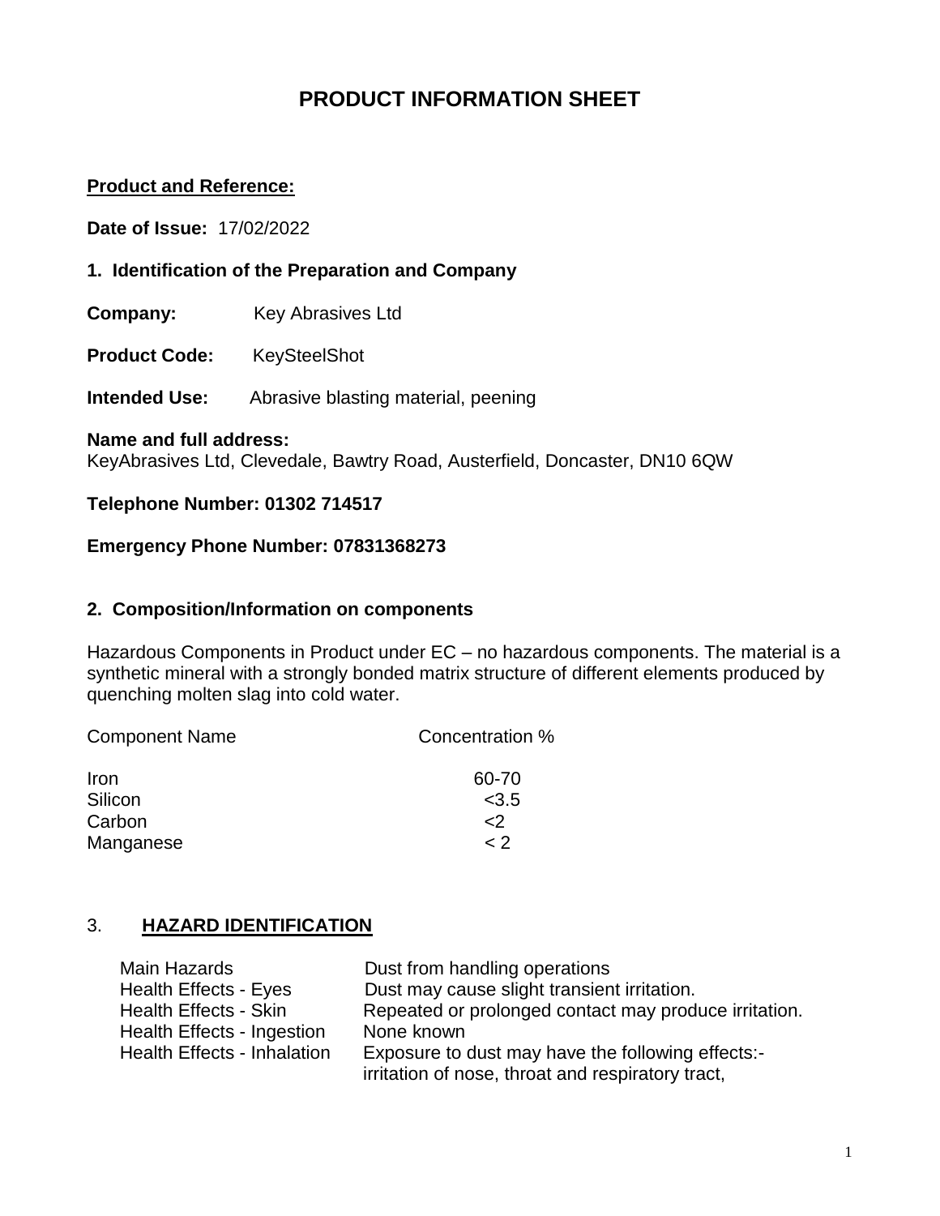# PRODUCT INFORMATION SHEET

**Product and Reference:**

**Date of Issue:** 17/02/2022

**1. Identification of the Preparation and Company**

**Company:** Key Abrasives Ltd

**Product Code:** KeySteelShot

**Intended Use:** Abrasive blasting material, peening

**Name and full address:**
KeyAbrasives Ltd, Clevedale, Bawtry Road, Austerfield, Doncaster, DN10 6QW

**Telephone Number: 01302 714517**

**Emergency Phone Number: 07831368273**

**2. Composition/Information on components**

Hazardous Components in Product under EC – no hazardous components. The material is a synthetic mineral with a strongly bonded matrix structure of different elements produced by quenching molten slag into cold water.

| Component Name | Concentration % |
| --- | --- |
| Iron | 60-70 |
| Silicon | <3.5 |
| Carbon | <2 |
| Manganese | < 2 |

3. **HAZARD IDENTIFICATION**

| | |
| --- | --- |
| Main Hazards | Dust from handling operations |
| Health Effects - Eyes | Dust may cause slight transient irritation. |
| Health Effects - Skin | Repeated or prolonged contact may produce irritation. |
| Health Effects - Ingestion | None known |
| Health Effects - Inhalation | Exposure to dust may have the following effects:- irritation of nose, throat and respiratory tract, |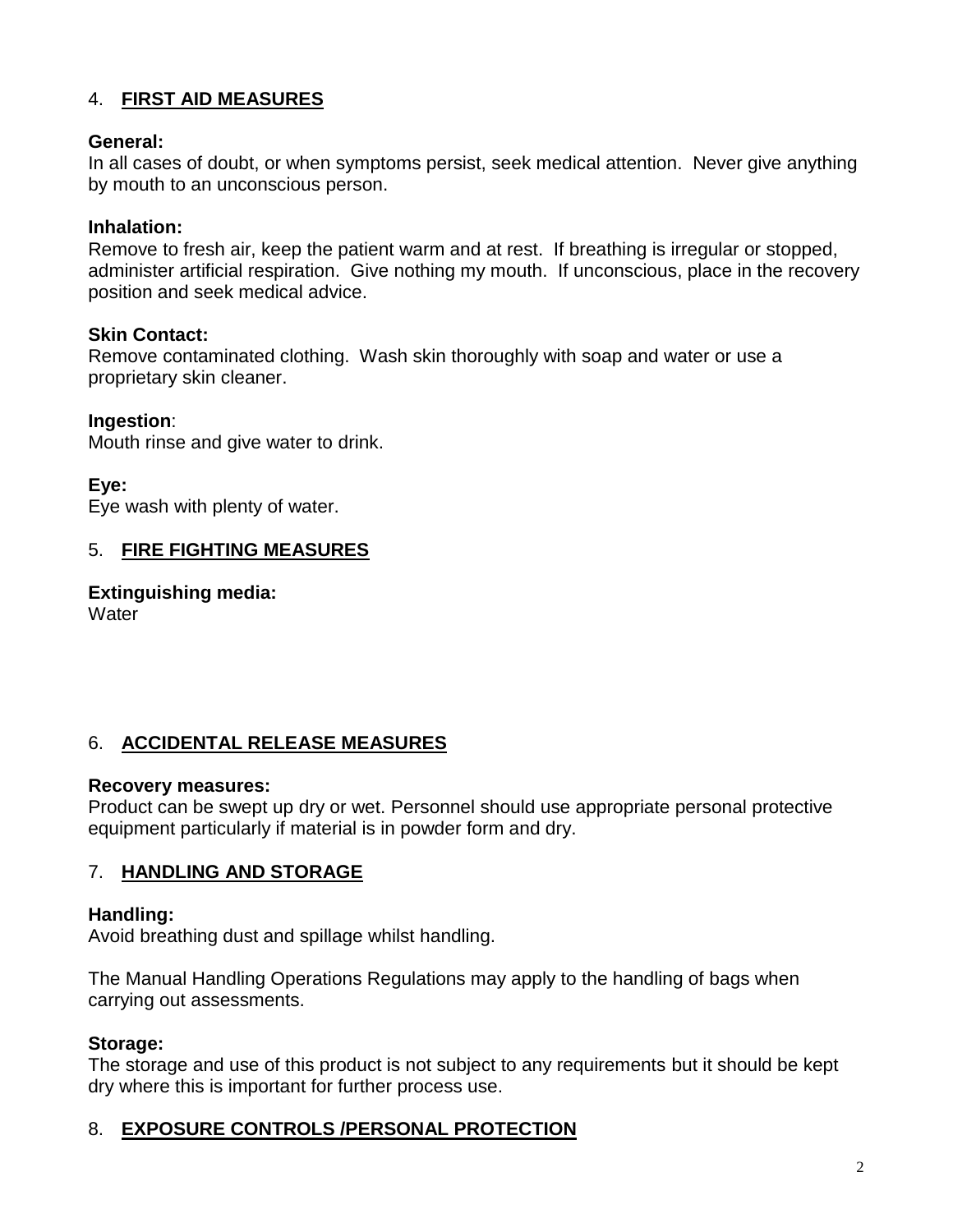## 4. FIRST AID MEASURES

**General:**
In all cases of doubt, or when symptoms persist, seek medical attention. Never give anything by mouth to an unconscious person.

**Inhalation:**
Remove to fresh air, keep the patient warm and at rest. If breathing is irregular or stopped, administer artificial respiration. Give nothing my mouth. If unconscious, place in the recovery position and seek medical advice.

**Skin Contact:**
Remove contaminated clothing. Wash skin thoroughly with soap and water or use a proprietary skin cleaner.

**Ingestion**:
Mouth rinse and give water to drink.

**Eye:**
Eye wash with plenty of water.

## 5. FIRE FIGHTING MEASURES

**Extinguishing media:**
Water

## 6. ACCIDENTAL RELEASE MEASURES

**Recovery measures:**
Product can be swept up dry or wet. Personnel should use appropriate personal protective equipment particularly if material is in powder form and dry.

## 7. HANDLING AND STORAGE

**Handling:**
Avoid breathing dust and spillage whilst handling.

The Manual Handling Operations Regulations may apply to the handling of bags when carrying out assessments.

**Storage:**
The storage and use of this product is not subject to any requirements but it should be kept dry where this is important for further process use.

## 8. EXPOSURE CONTROLS /PERSONAL PROTECTION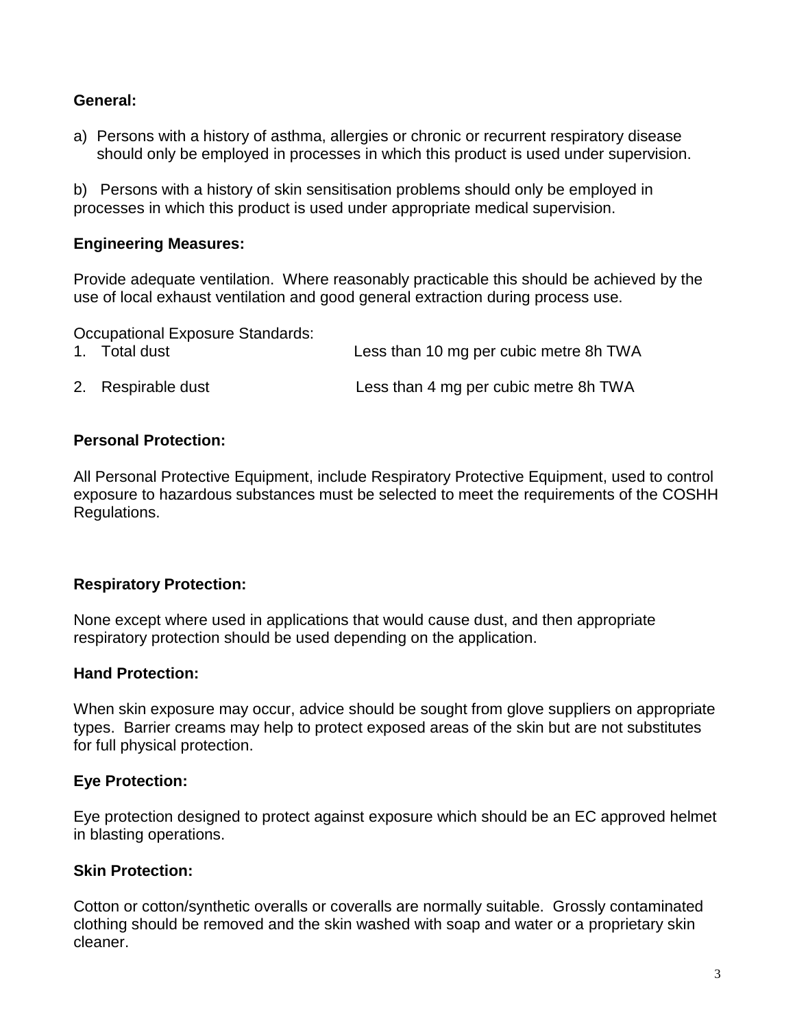**General:**

a) Persons with a history of asthma, allergies or chronic or recurrent respiratory disease should only be employed in processes in which this product is used under supervision.

b) Persons with a history of skin sensitisation problems should only be employed in processes in which this product is used under appropriate medical supervision.

**Engineering Measures:**

Provide adequate ventilation. Where reasonably practicable this should be achieved by the use of local exhaust ventilation and good general extraction during process use.

Occupational Exposure Standards:

1. Total dust — Less than 10 mg per cubic metre 8h TWA
2. Respirable dust — Less than 4 mg per cubic metre 8h TWA

**Personal Protection:**

All Personal Protective Equipment, include Respiratory Protective Equipment, used to control exposure to hazardous substances must be selected to meet the requirements of the COSHH Regulations.

**Respiratory Protection:**

None except where used in applications that would cause dust, and then appropriate respiratory protection should be used depending on the application.

**Hand Protection:**

When skin exposure may occur, advice should be sought from glove suppliers on appropriate types. Barrier creams may help to protect exposed areas of the skin but are not substitutes for full physical protection.

**Eye Protection:**

Eye protection designed to protect against exposure which should be an EC approved helmet in blasting operations.

**Skin Protection:**

Cotton or cotton/synthetic overalls or coveralls are normally suitable. Grossly contaminated clothing should be removed and the skin washed with soap and water or a proprietary skin cleaner.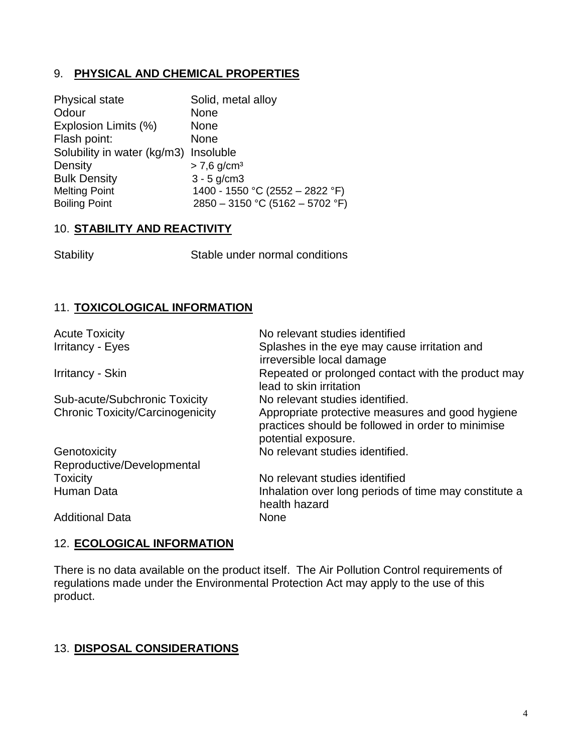## 9. **PHYSICAL AND CHEMICAL PROPERTIES**

| | |
|---|---|
| Physical state | Solid, metal alloy |
| Odour | None |
| Explosion Limits (%) | None |
| Flash point: | None |
| Solubility in water (kg/m3) | Insoluble |
| Density | > 7,6 g/cm³ |
| Bulk Density | 3 - 5 g/cm3 |
| Melting Point | 1400 - 1550 °C (2552 – 2822 °F) |
| Boiling Point | 2850 – 3150 °C (5162 – 5702 °F) |

## 10. **STABILITY AND REACTIVITY**

| | |
|---|---|
| Stability | Stable under normal conditions |

## 11. **TOXICOLOGICAL INFORMATION**

| | |
|---|---|
| Acute Toxicity | No relevant studies identified |
| Irritancy - Eyes | Splashes in the eye may cause irritation and irreversible local damage |
| Irritancy - Skin | Repeated or prolonged contact with the product may lead to skin irritation |
| Sub-acute/Subchronic Toxicity | No relevant studies identified. |
| Chronic Toxicity/Carcinogenicity | Appropriate protective measures and good hygiene practices should be followed in order to minimise potential exposure. |
| Genotoxicity | No relevant studies identified. |
| Reproductive/Developmental Toxicity | No relevant studies identified |
| Human Data | Inhalation over long periods of time may constitute a health hazard |
| Additional Data | None |

## 12. **ECOLOGICAL INFORMATION**

There is no data available on the product itself. The Air Pollution Control requirements of regulations made under the Environmental Protection Act may apply to the use of this product.

## 13. **DISPOSAL CONSIDERATIONS**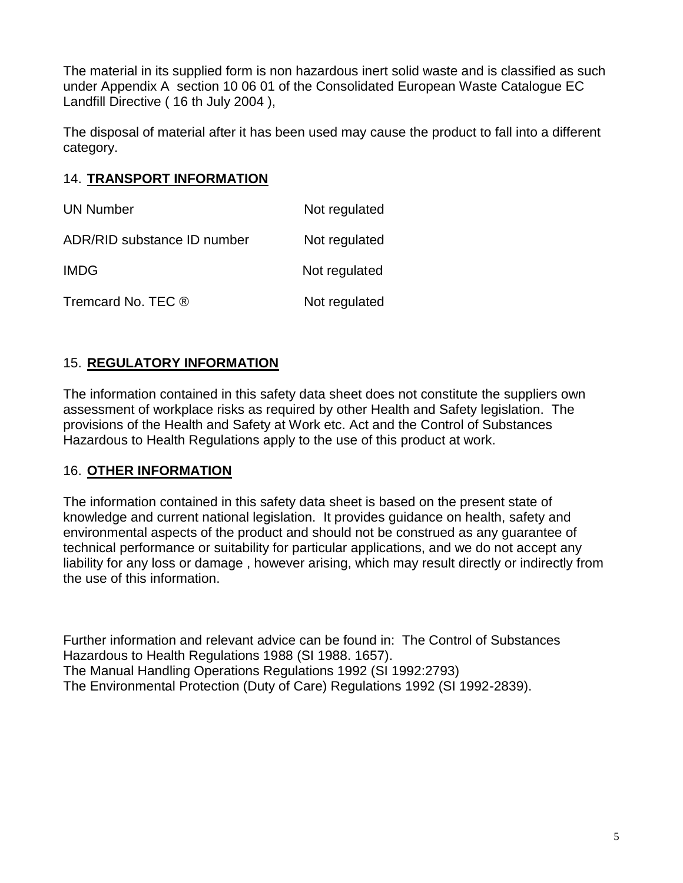The material in its supplied form is non hazardous inert solid waste and is classified as such under Appendix A  section 10 06 01 of the Consolidated European Waste Catalogue EC Landfill Directive ( 16 th July 2004 ),

The disposal of material after it has been used may cause the product to fall into a different category.

## 14. **TRANSPORT INFORMATION**

| | |
|---|---|
| UN Number | Not regulated |
| ADR/RID substance ID number | Not regulated |
| IMDG | Not regulated |
| Tremcard No. TEC ® | Not regulated |

## 15. **REGULATORY INFORMATION**

The information contained in this safety data sheet does not constitute the suppliers own assessment of workplace risks as required by other Health and Safety legislation.  The provisions of the Health and Safety at Work etc. Act and the Control of Substances Hazardous to Health Regulations apply to the use of this product at work.

## 16. **OTHER INFORMATION**

The information contained in this safety data sheet is based on the present state of knowledge and current national legislation.  It provides guidance on health, safety and environmental aspects of the product and should not be construed as any guarantee of technical performance or suitability for particular applications, and we do not accept any liability for any loss or damage , however arising, which may result directly or indirectly from the use of this information.

Further information and relevant advice can be found in:  The Control of Substances Hazardous to Health Regulations 1988 (SI 1988. 1657).
The Manual Handling Operations Regulations 1992 (SI 1992:2793)
The Environmental Protection (Duty of Care) Regulations 1992 (SI 1992-2839).